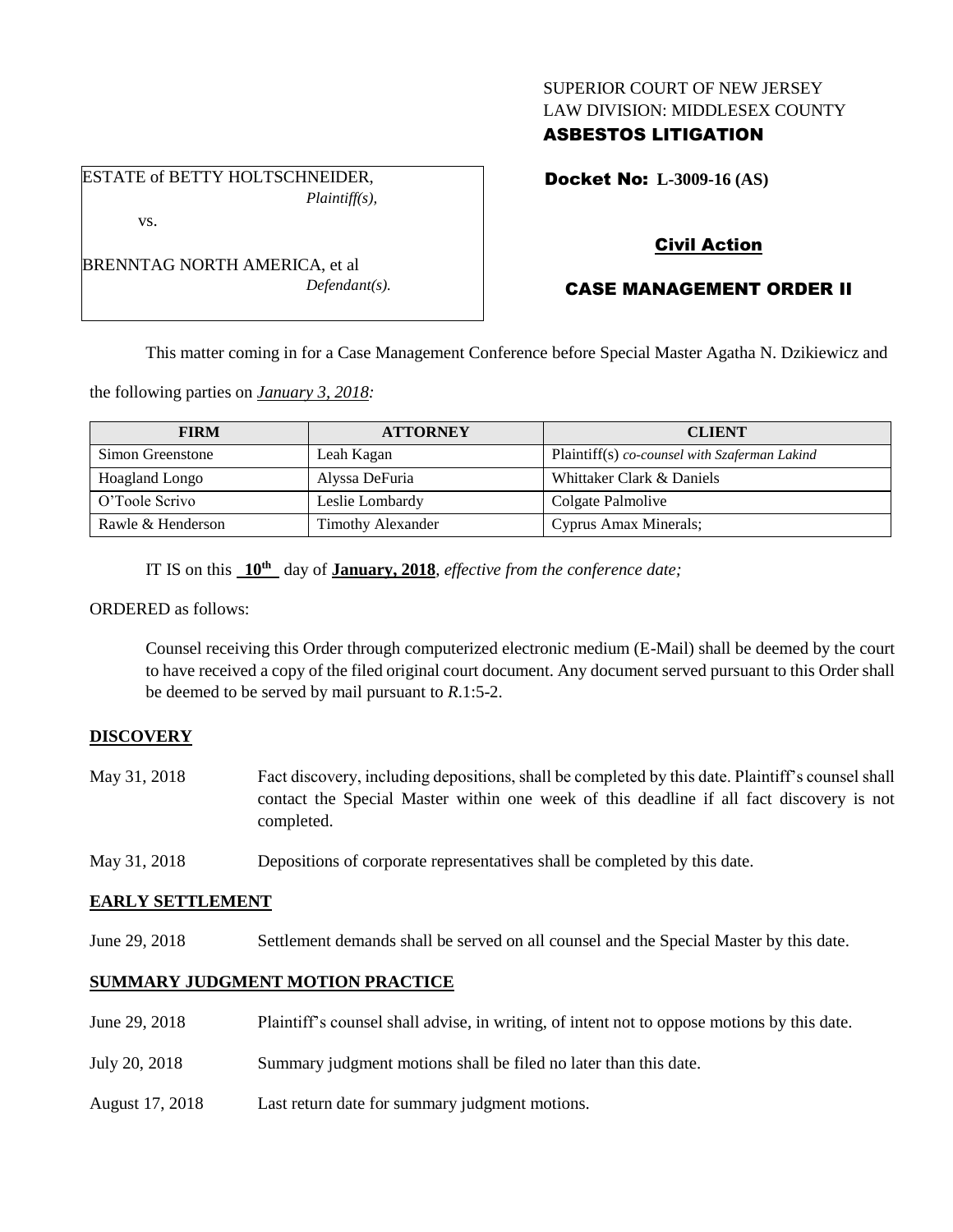SUPERIOR COURT OF NEW JERSEY
LAW DIVISION: MIDDLESEX COUNTY
**ASBESTOS LITIGATION**

ESTATE of BETTY HOLTSCHNEIDER,
*Plaintiff(s),*

vs.

BRENNTAG NORTH AMERICA, et al
*Defendant(s).*

**Docket No: L-3009-16 (AS)**

**Civil Action**

**CASE MANAGEMENT ORDER II**

This matter coming in for a Case Management Conference before Special Master Agatha N. Dzikiewicz and the following parties on *January 3, 2018:*

| FIRM | ATTORNEY | CLIENT |
|---|---|---|
| Simon Greenstone | Leah Kagan | Plaintiff(s) *co-counsel with Szaferman Lakind* |
| Hoagland Longo | Alyssa DeFuria | Whittaker Clark & Daniels |
| O'Toole Scrivo | Leslie Lombardy | Colgate Palmolive |
| Rawle & Henderson | Timothy Alexander | Cyprus Amax Minerals; |

IT IS on this **10th** day of **January, 2018**, *effective from the conference date;*

ORDERED as follows:

Counsel receiving this Order through computerized electronic medium (E-Mail) shall be deemed by the court to have received a copy of the filed original court document. Any document served pursuant to this Order shall be deemed to be served by mail pursuant to *R*.1:5-2.

**DISCOVERY**

May 31, 2018 Fact discovery, including depositions, shall be completed by this date. Plaintiff's counsel shall contact the Special Master within one week of this deadline if all fact discovery is not completed.

May 31, 2018 Depositions of corporate representatives shall be completed by this date.

**EARLY SETTLEMENT**

June 29, 2018 Settlement demands shall be served on all counsel and the Special Master by this date.

**SUMMARY JUDGMENT MOTION PRACTICE**

June 29, 2018 Plaintiff's counsel shall advise, in writing, of intent not to oppose motions by this date.

July 20, 2018 Summary judgment motions shall be filed no later than this date.

August 17, 2018 Last return date for summary judgment motions.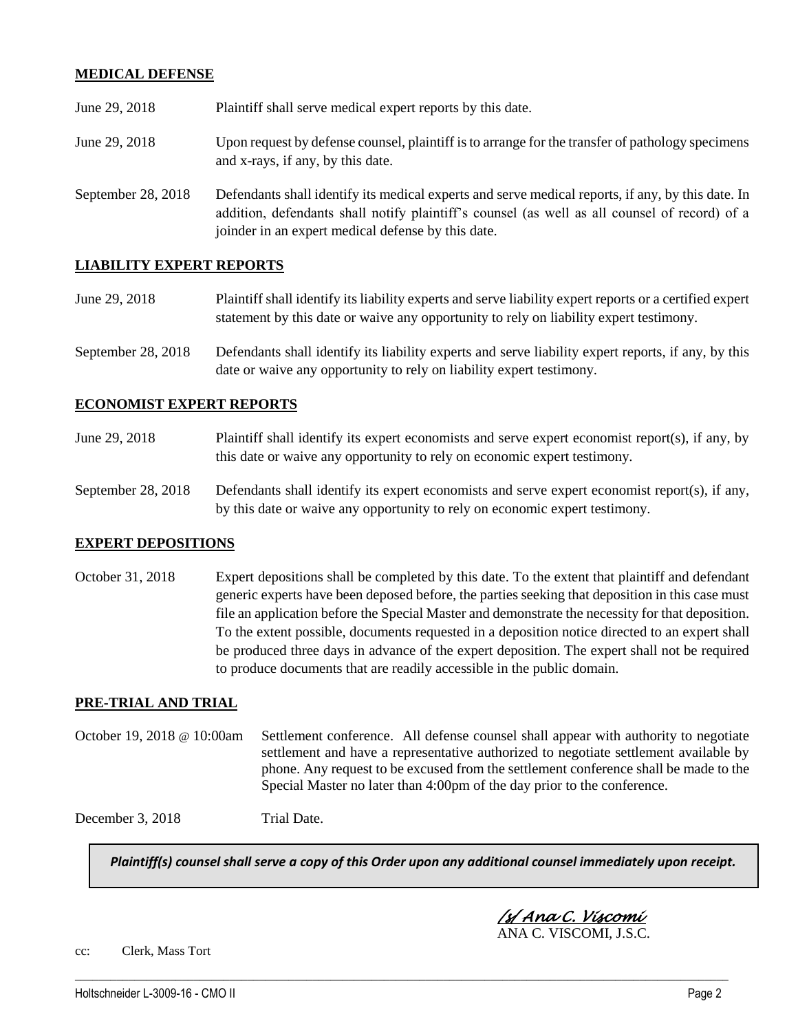**MEDICAL DEFENSE**

| | |
|---|---|
| June 29, 2018 | Plaintiff shall serve medical expert reports by this date. |
| June 29, 2018 | Upon request by defense counsel, plaintiff is to arrange for the transfer of pathology specimens and x-rays, if any, by this date. |
| September 28, 2018 | Defendants shall identify its medical experts and serve medical reports, if any, by this date. In addition, defendants shall notify plaintiff's counsel (as well as all counsel of record) of a joinder in an expert medical defense by this date. |

**LIABILITY EXPERT REPORTS**

| | |
|---|---|
| June 29, 2018 | Plaintiff shall identify its liability experts and serve liability expert reports or a certified expert statement by this date or waive any opportunity to rely on liability expert testimony. |
| September 28, 2018 | Defendants shall identify its liability experts and serve liability expert reports, if any, by this date or waive any opportunity to rely on liability expert testimony. |

**ECONOMIST EXPERT REPORTS**

| | |
|---|---|
| June 29, 2018 | Plaintiff shall identify its expert economists and serve expert economist report(s), if any, by this date or waive any opportunity to rely on economic expert testimony. |
| September 28, 2018 | Defendants shall identify its expert economists and serve expert economist report(s), if any, by this date or waive any opportunity to rely on economic expert testimony. |

**EXPERT DEPOSITIONS**

| | |
|---|---|
| October 31, 2018 | Expert depositions shall be completed by this date. To the extent that plaintiff and defendant generic experts have been deposed before, the parties seeking that deposition in this case must file an application before the Special Master and demonstrate the necessity for that deposition. To the extent possible, documents requested in a deposition notice directed to an expert shall be produced three days in advance of the expert deposition. The expert shall not be required to produce documents that are readily accessible in the public domain. |

**PRE-TRIAL AND TRIAL**

| | |
|---|---|
| October 19, 2018 @ 10:00am | Settlement conference. All defense counsel shall appear with authority to negotiate settlement and have a representative authorized to negotiate settlement available by phone. Any request to be excused from the settlement conference shall be made to the Special Master no later than 4:00pm of the day prior to the conference. |
| December 3, 2018 | Trial Date. |

***Plaintiff(s) counsel shall serve a copy of this Order upon any additional counsel immediately upon receipt.***

/s/ Ana C. Viscomi
ANA C. VISCOMI, J.S.C.

cc: Clerk, Mass Tort

Holtschneider L-3009-16 - CMO II